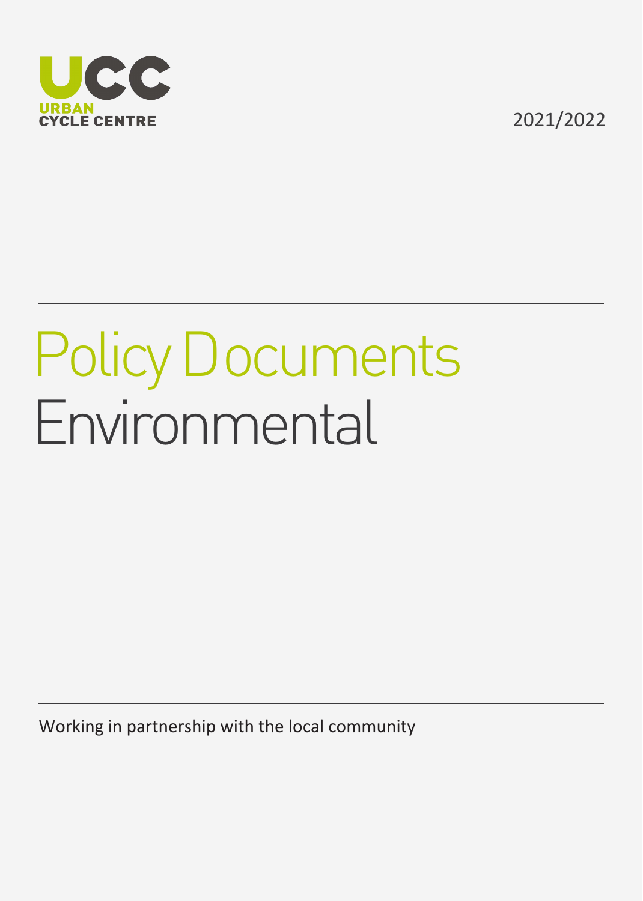UCC

URBAN CYCLE CENTRE

2021/2022

# Policy Documents Environmental

Working in partnership with the local community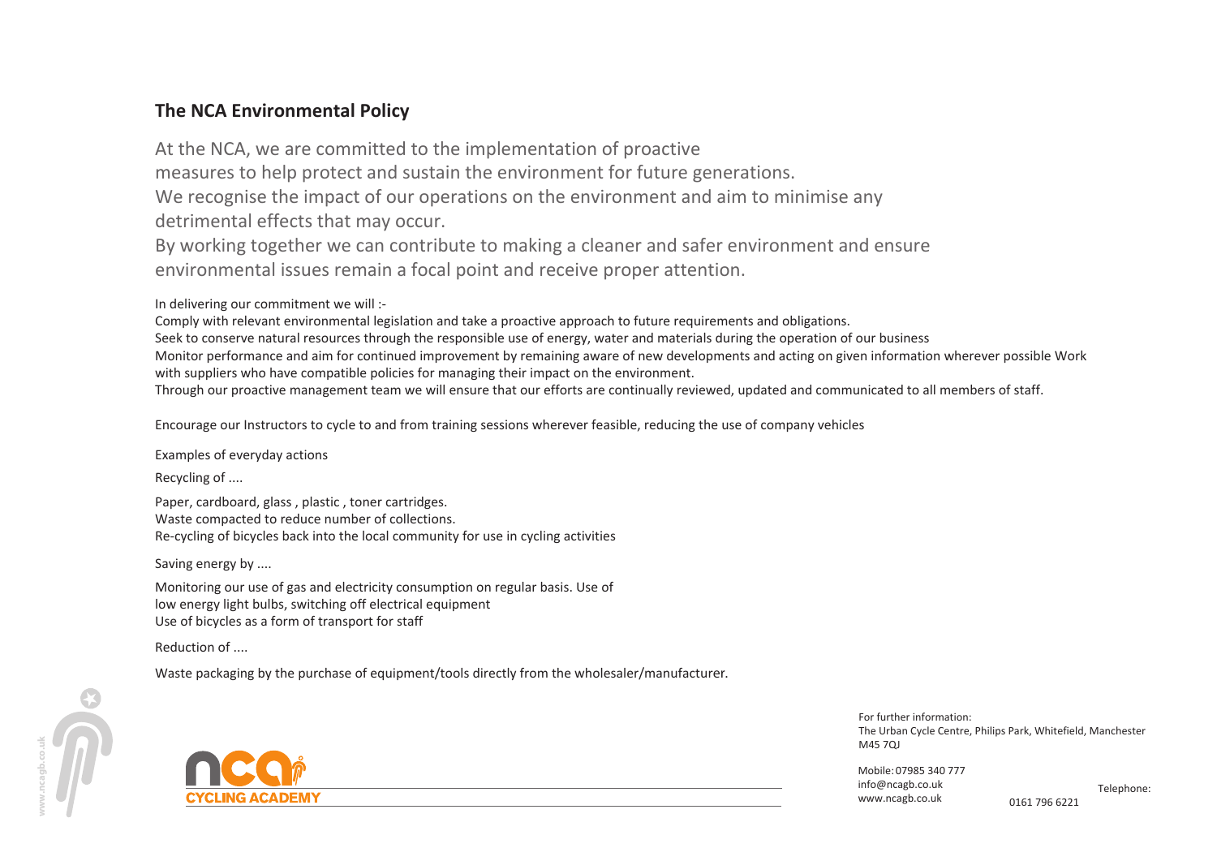## The NCA Environmental Policy

At the NCA, we are committed to the implementation of proactive measures to help protect and sustain the environment for future generations. We recognise the impact of our operations on the environment and aim to minimise any detrimental effects that may occur.

By working together we can contribute to making a cleaner and safer environment and ensure environmental issues remain a focal point and receive proper attention.

In delivering our commitment we will :-

Comply with relevant environmental legislation and take a proactive approach to future requirements and obligations.

Seek to conserve natural resources through the responsible use of energy, water and materials during the operation of our business

Monitor performance and aim for continued improvement by remaining aware of new developments and acting on given information wherever possible Work with suppliers who have compatible policies for managing their impact on the environment.

Through our proactive management team we will ensure that our efforts are continually reviewed, updated and communicated to all members of staff.

Encourage our Instructors to cycle to and from training sessions wherever feasible, reducing the use of company vehicles

Examples of everyday actions

Recycling of ....

Paper, cardboard, glass , plastic , toner cartridges.
Waste compacted to reduce number of collections.
Re-cycling of bicycles back into the local community for use in cycling activities

Saving energy by ....

Monitoring our use of gas and electricity consumption on regular basis. Use of low energy light bulbs, switching off electrical equipment
Use of bicycles as a form of transport for staff

Reduction of ....

Waste packaging by the purchase of equipment/tools directly from the wholesaler/manufacturer.

NCA CYCLING ACADEMY

For further information:
The Urban Cycle Centre, Philips Park, Whitefield, Manchester M45 7QJ

Mobile: 07985 340 777
Telephone: 0161 796 6221
info@ncagb.co.uk
www.ncagb.co.uk